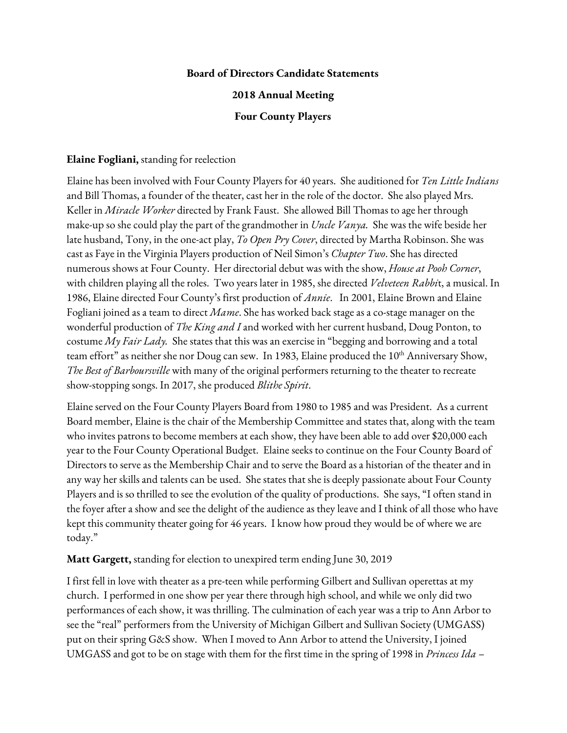**Board of Directors Candidate Statements**

**2018 Annual Meeting**

**Four County Players**

**Elaine Fogliani,** standing for reelection

Elaine has been involved with Four County Players for 40 years. She auditioned for *Ten Little Indians* and Bill Thomas, a founder of the theater, cast her in the role of the doctor. She also played Mrs. Keller in *Miracle Worker* directed by Frank Faust. She allowed Bill Thomas to age her through make-up so she could play the part of the grandmother in *Uncle Vanya.* She was the wife beside her late husband, Tony, in the one-act play, *To Open Pry Cover*, directed by Martha Robinson. She was cast as Faye in the Virginia Players production of Neil Simon's *Chapter Two*. She has directed numerous shows at Four County. Her directorial debut was with the show, *House at Pooh Corner*, with children playing all the roles. Two years later in 1985, she directed *Velveteen Rabbit*, a musical. In 1986, Elaine directed Four County's first production of *Annie*. In 2001, Elaine Brown and Elaine Fogliani joined as a team to direct *Mame*. She has worked back stage as a co-stage manager on the wonderful production of *The King and I* and worked with her current husband, Doug Ponton, to costume *My Fair Lady.* She states that this was an exercise in "begging and borrowing and a total team effort" as neither she nor Doug can sew. In 1983, Elaine produced the 10th Anniversary Show, *The Best of Barboursville* with many of the original performers returning to the theater to recreate show-stopping songs. In 2017, she produced *Blithe Spirit*.

Elaine served on the Four County Players Board from 1980 to 1985 and was President. As a current Board member, Elaine is the chair of the Membership Committee and states that, along with the team who invites patrons to become members at each show, they have been able to add over $20,000 each year to the Four County Operational Budget. Elaine seeks to continue on the Four County Board of Directors to serve as the Membership Chair and to serve the Board as a historian of the theater and in any way her skills and talents can be used. She states that she is deeply passionate about Four County Players and is so thrilled to see the evolution of the quality of productions. She says, "I often stand in the foyer after a show and see the delight of the audience as they leave and I think of all those who have kept this community theater going for 46 years. I know how proud they would be of where we are today."

**Matt Gargett,** standing for election to unexpired term ending June 30, 2019

I first fell in love with theater as a pre-teen while performing Gilbert and Sullivan operettas at my church. I performed in one show per year there through high school, and while we only did two performances of each show, it was thrilling. The culmination of each year was a trip to Ann Arbor to see the "real" performers from the University of Michigan Gilbert and Sullivan Society (UMGASS) put on their spring G&S show. When I moved to Ann Arbor to attend the University, I joined UMGASS and got to be on stage with them for the first time in the spring of 1998 in *Princess Ida* –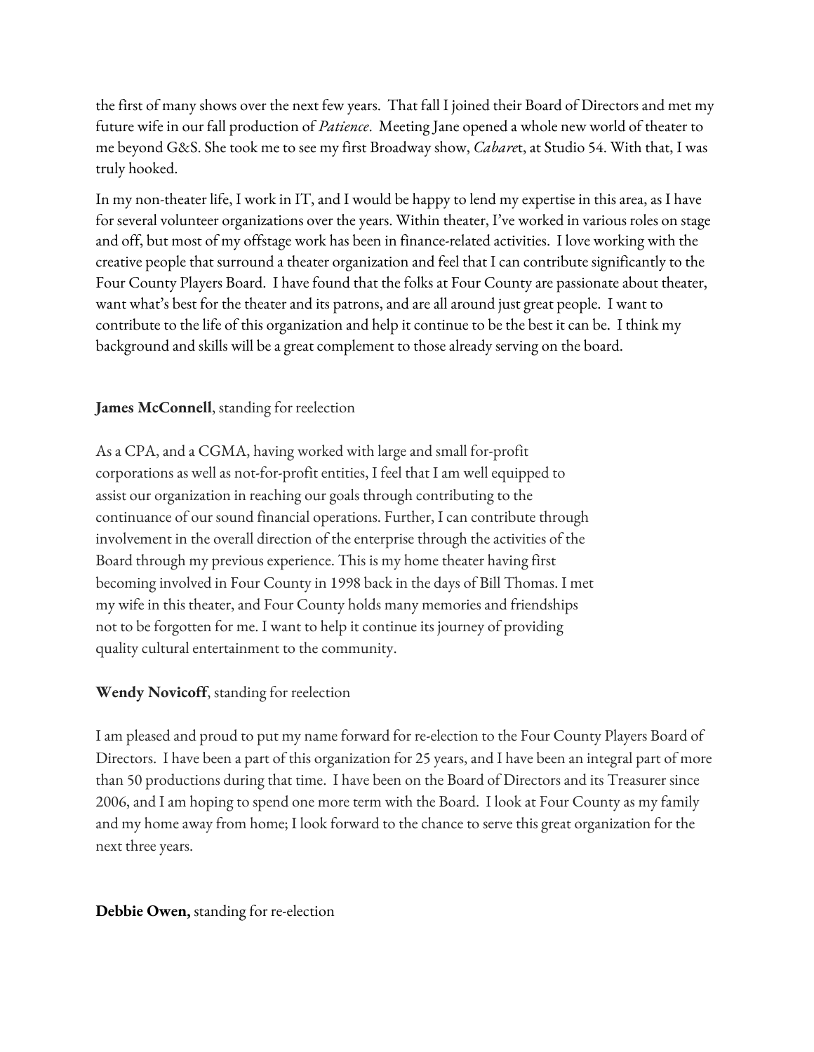the first of many shows over the next few years. That fall I joined their Board of Directors and met my future wife in our fall production of *Patience*. Meeting Jane opened a whole new world of theater to me beyond G&S. She took me to see my first Broadway show, *Cabaret*, at Studio 54. With that, I was truly hooked.

In my non-theater life, I work in IT, and I would be happy to lend my expertise in this area, as I have for several volunteer organizations over the years. Within theater, I've worked in various roles on stage and off, but most of my offstage work has been in finance-related activities. I love working with the creative people that surround a theater organization and feel that I can contribute significantly to the Four County Players Board. I have found that the folks at Four County are passionate about theater, want what's best for the theater and its patrons, and are all around just great people. I want to contribute to the life of this organization and help it continue to be the best it can be. I think my background and skills will be a great complement to those already serving on the board.

**James McConnell**, standing for reelection

As a CPA, and a CGMA, having worked with large and small for-profit corporations as well as not-for-profit entities, I feel that I am well equipped to assist our organization in reaching our goals through contributing to the continuance of our sound financial operations. Further, I can contribute through involvement in the overall direction of the enterprise through the activities of the Board through my previous experience. This is my home theater having first becoming involved in Four County in 1998 back in the days of Bill Thomas. I met my wife in this theater, and Four County holds many memories and friendships not to be forgotten for me. I want to help it continue its journey of providing quality cultural entertainment to the community.

**Wendy Novicoff**, standing for reelection

I am pleased and proud to put my name forward for re-election to the Four County Players Board of Directors. I have been a part of this organization for 25 years, and I have been an integral part of more than 50 productions during that time. I have been on the Board of Directors and its Treasurer since 2006, and I am hoping to spend one more term with the Board. I look at Four County as my family and my home away from home; I look forward to the chance to serve this great organization for the next three years.

**Debbie Owen,** standing for re-election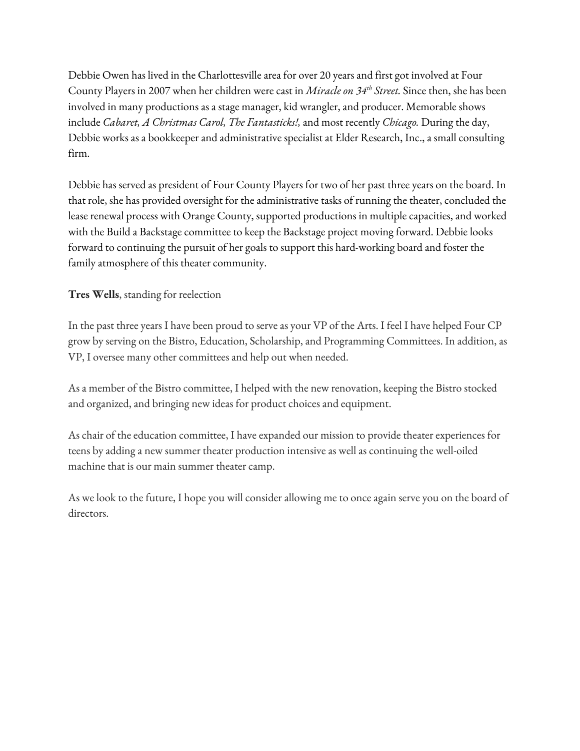Debbie Owen has lived in the Charlottesville area for over 20 years and first got involved at Four County Players in 2007 when her children were cast in *Miracle on 34th Street.* Since then, she has been involved in many productions as a stage manager, kid wrangler, and producer. Memorable shows include *Cabaret, A Christmas Carol, The Fantasticks!,* and most recently *Chicago.* During the day, Debbie works as a bookkeeper and administrative specialist at Elder Research, Inc., a small consulting firm.

Debbie has served as president of Four County Players for two of her past three years on the board. In that role, she has provided oversight for the administrative tasks of running the theater, concluded the lease renewal process with Orange County, supported productions in multiple capacities, and worked with the Build a Backstage committee to keep the Backstage project moving forward. Debbie looks forward to continuing the pursuit of her goals to support this hard-working board and foster the family atmosphere of this theater community.

**Tres Wells**, standing for reelection

In the past three years I have been proud to serve as your VP of the Arts. I feel I have helped Four CP grow by serving on the Bistro, Education, Scholarship, and Programming Committees. In addition, as VP, I oversee many other committees and help out when needed.

As a member of the Bistro committee, I helped with the new renovation, keeping the Bistro stocked and organized, and bringing new ideas for product choices and equipment.

As chair of the education committee, I have expanded our mission to provide theater experiences for teens by adding a new summer theater production intensive as well as continuing the well-oiled machine that is our main summer theater camp.

As we look to the future, I hope you will consider allowing me to once again serve you on the board of directors.